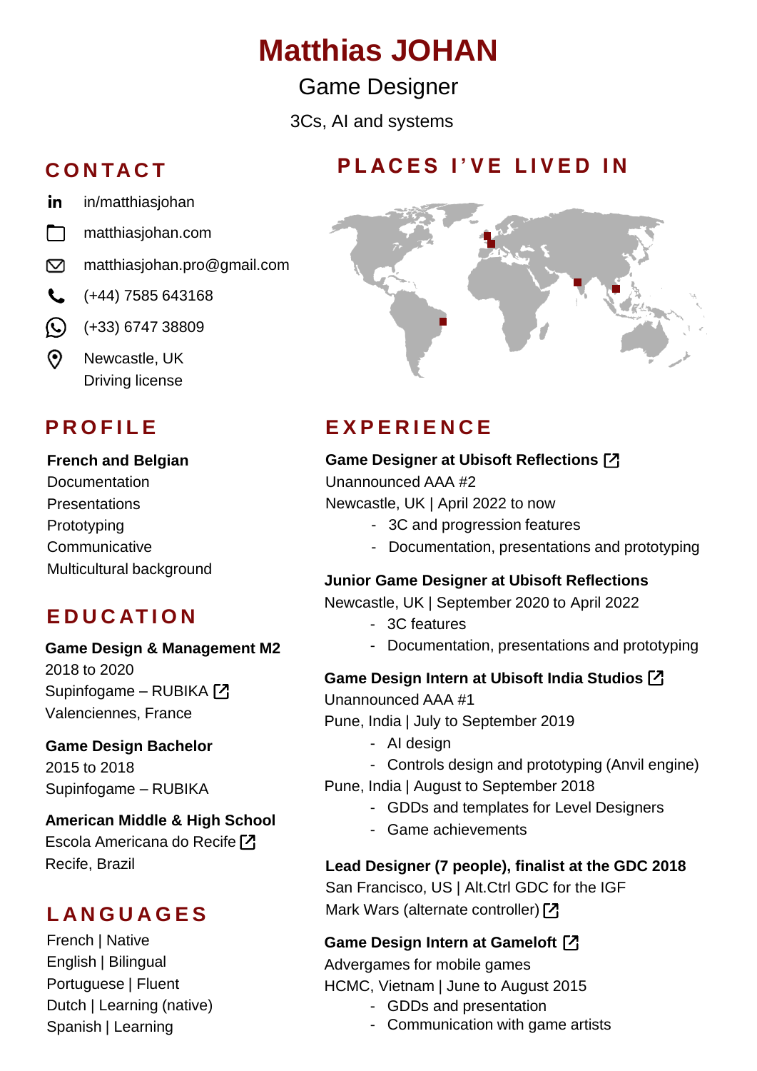# Matthias JOHAN

Game Designer

3Cs, AI and systems

## CONTACT

in/matthiasjohan

matthiasjohan.com

matthiasjohan.pro@gmail.com

(+44) 7585 643168

(+33) 6747 38809

Newcastle, UK
Driving license

## PROFILE

**French and Belgian**
Documentation
Presentations
Prototyping
Communicative
Multicultural background

## EDUCATION

**Game Design & Management M2**
2018 to 2020
Supinfogame – RUBIKA
Valenciennes, France

**Game Design Bachelor**
2015 to 2018
Supinfogame – RUBIKA

**American Middle & High School**
Escola Americana do Recife
Recife, Brazil

## LANGUAGES

French | Native
English | Bilingual
Portuguese | Fluent
Dutch | Learning (native)
Spanish | Learning

## PLACES I'VE LIVED IN

## EXPERIENCE

**Game Designer at Ubisoft Reflections**
Unannounced AAA #2
Newcastle, UK | April 2022 to now

- 3C and progression features
- Documentation, presentations and prototyping

**Junior Game Designer at Ubisoft Reflections**
Newcastle, UK | September 2020 to April 2022

- 3C features
- Documentation, presentations and prototyping

**Game Design Intern at Ubisoft India Studios**
Unannounced AAA #1
Pune, India | July to September 2019

- AI design
- Controls design and prototyping (Anvil engine)

Pune, India | August to September 2018

- GDDs and templates for Level Designers
- Game achievements

**Lead Designer (7 people), finalist at the GDC 2018**
San Francisco, US | Alt.Ctrl GDC for the IGF
Mark Wars (alternate controller)

**Game Design Intern at Gameloft**
Advergames for mobile games
HCMC, Vietnam | June to August 2015

- GDDs and presentation
- Communication with game artists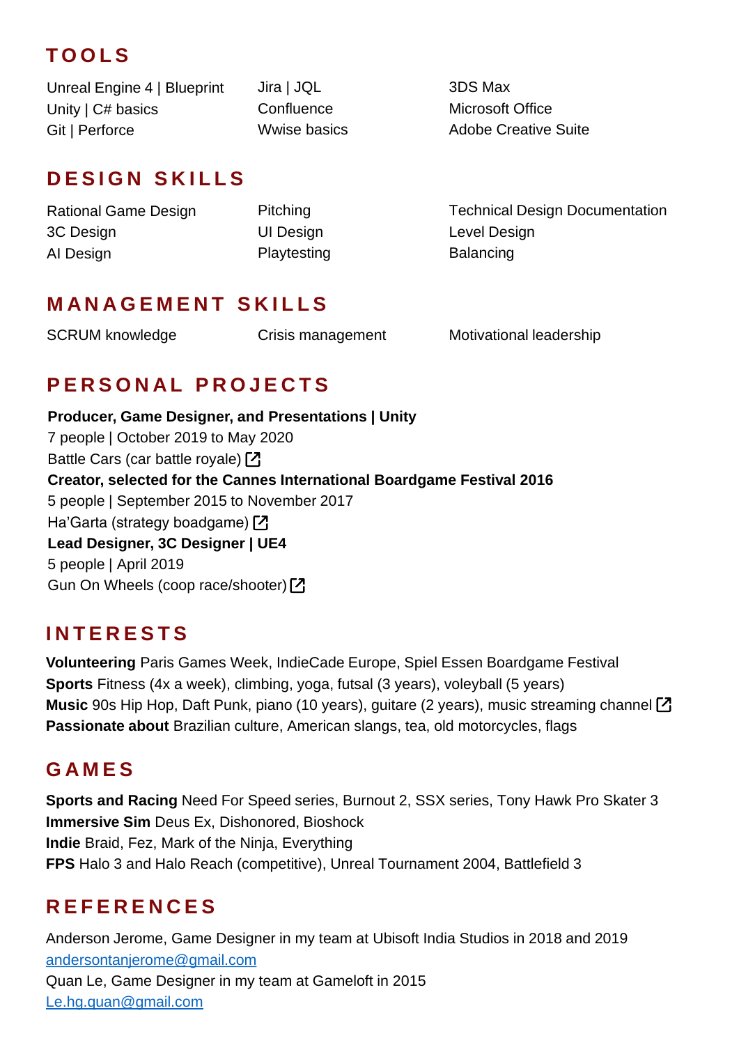## TOOLS

Unreal Engine 4 | Blueprint
Unity | C# basics
Git | Perforce
Jira | JQL
Confluence
Wwise basics
3DS Max
Microsoft Office
Adobe Creative Suite

## DESIGN SKILLS

Rational Game Design
3C Design
AI Design
Pitching
UI Design
Playtesting
Technical Design Documentation
Level Design
Balancing

## MANAGEMENT SKILLS

SCRUM knowledge
Crisis management
Motivational leadership

## PERSONAL PROJECTS

**Producer, Game Designer, and Presentations | Unity**
7 people | October 2019 to May 2020
Battle Cars (car battle royale)

**Creator, selected for the Cannes International Boardgame Festival 2016**
5 people | September 2015 to November 2017
Ha'Garta (strategy boadgame)

**Lead Designer, 3C Designer | UE4**
5 people | April 2019
Gun On Wheels (coop race/shooter)

## INTERESTS

**Volunteering** Paris Games Week, IndieCade Europe, Spiel Essen Boardgame Festival
**Sports** Fitness (4x a week), climbing, yoga, futsal (3 years), voleyball (5 years)
**Music** 90s Hip Hop, Daft Punk, piano (10 years), guitare (2 years), music streaming channel
**Passionate about** Brazilian culture, American slangs, tea, old motorcycles, flags

## GAMES

**Sports and Racing** Need For Speed series, Burnout 2, SSX series, Tony Hawk Pro Skater 3
**Immersive Sim** Deus Ex, Dishonored, Bioshock
**Indie** Braid, Fez, Mark of the Ninja, Everything
**FPS** Halo 3 and Halo Reach (competitive), Unreal Tournament 2004, Battlefield 3

## REFERENCES

Anderson Jerome, Game Designer in my team at Ubisoft India Studios in 2018 and 2019
andersontanjerome@gmail.com
Quan Le, Game Designer in my team at Gameloft in 2015
Le.hq.quan@gmail.com